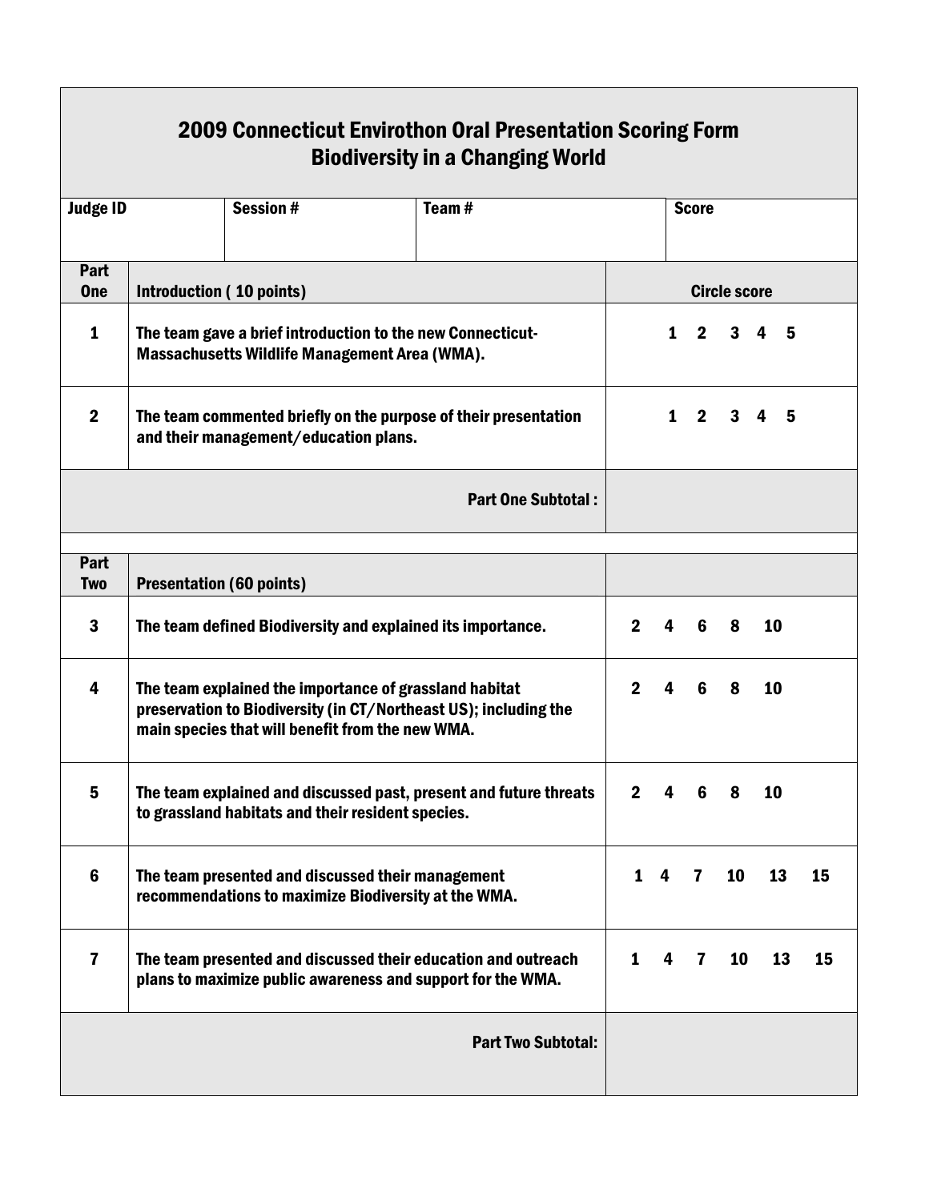## 2009 Connecticut Envirothon Oral Presentation Scoring Form
## Biodiversity in a Changing World

| Judge ID | Session # | Team # | Score |
|---|---|---|---|
| | | | |

| Part One | Introduction ( 10 points) | Circle score |
|---|---|---|
| 1 | The team gave a brief introduction to the new Connecticut-Massachusetts Wildlife Management Area (WMA). | 1 2 3 4 5 |
| 2 | The team commented briefly on the purpose of their presentation and their management/education plans. | 1 2 3 4 5 |
| | **Part One Subtotal :** | |

| Part Two | Presentation (60 points) | |
|---|---|---|
| 3 | The team defined Biodiversity and explained its importance. | 2 4 6 8 10 |
| 4 | The team explained the importance of grassland habitat preservation to Biodiversity (in CT/Northeast US); including the main species that will benefit from the new WMA. | 2 4 6 8 10 |
| 5 | The team explained and discussed past, present and future threats to grassland habitats and their resident species. | 2 4 6 8 10 |
| 6 | The team presented and discussed their management recommendations to maximize Biodiversity at the WMA. | 1 4 7 10 13 15 |
| 7 | The team presented and discussed their education and outreach plans to maximize public awareness and support for the WMA. | 1 4 7 10 13 15 |
| | **Part Two Subtotal:** | |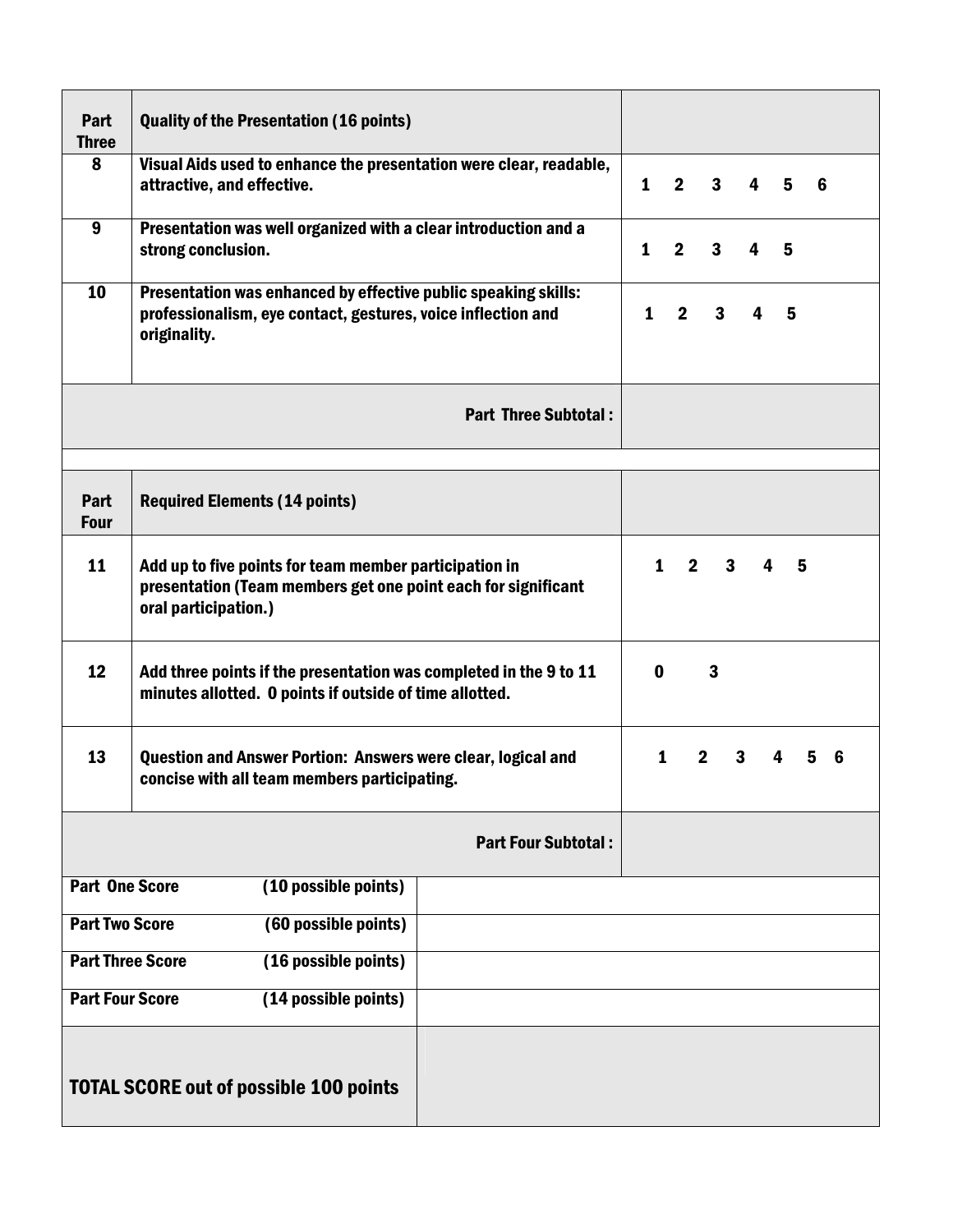| | | |
|---|---|---|
| **Part Three** | **Quality of the Presentation (16 points)** | |
| **8** | **Visual Aids used to enhance the presentation were clear, readable, attractive, and effective.** | **1 2 3 4 5 6** |
| **9** | **Presentation was well organized with a clear introduction and a strong conclusion.** | **1 2 3 4 5** |
| **10** | **Presentation was enhanced by effective public speaking skills: professionalism, eye contact, gestures, voice inflection and originality.** | **1 2 3 4 5** |
| | **Part Three Subtotal :** | |
| | | |
| **Part Four** | **Required Elements (14 points)** | |
| **11** | **Add up to five points for team member participation in presentation (Team members get one point each for significant oral participation.)** | **1 2 3 4 5** |
| **12** | **Add three points if the presentation was completed in the 9 to 11 minutes allotted. 0 points if outside of time allotted.** | **0 3** |
| **13** | **Question and Answer Portion: Answers were clear, logical and concise with all team members participating.** | **1 2 3 4 5 6** |
| | **Part Four Subtotal :** | |

| | |
|---|---|
| **Part One Score (10 possible points)** | |
| **Part Two Score (60 possible points)** | |
| **Part Three Score (16 possible points)** | |
| **Part Four Score (14 possible points)** | |
| **TOTAL SCORE out of possible 100 points** | |